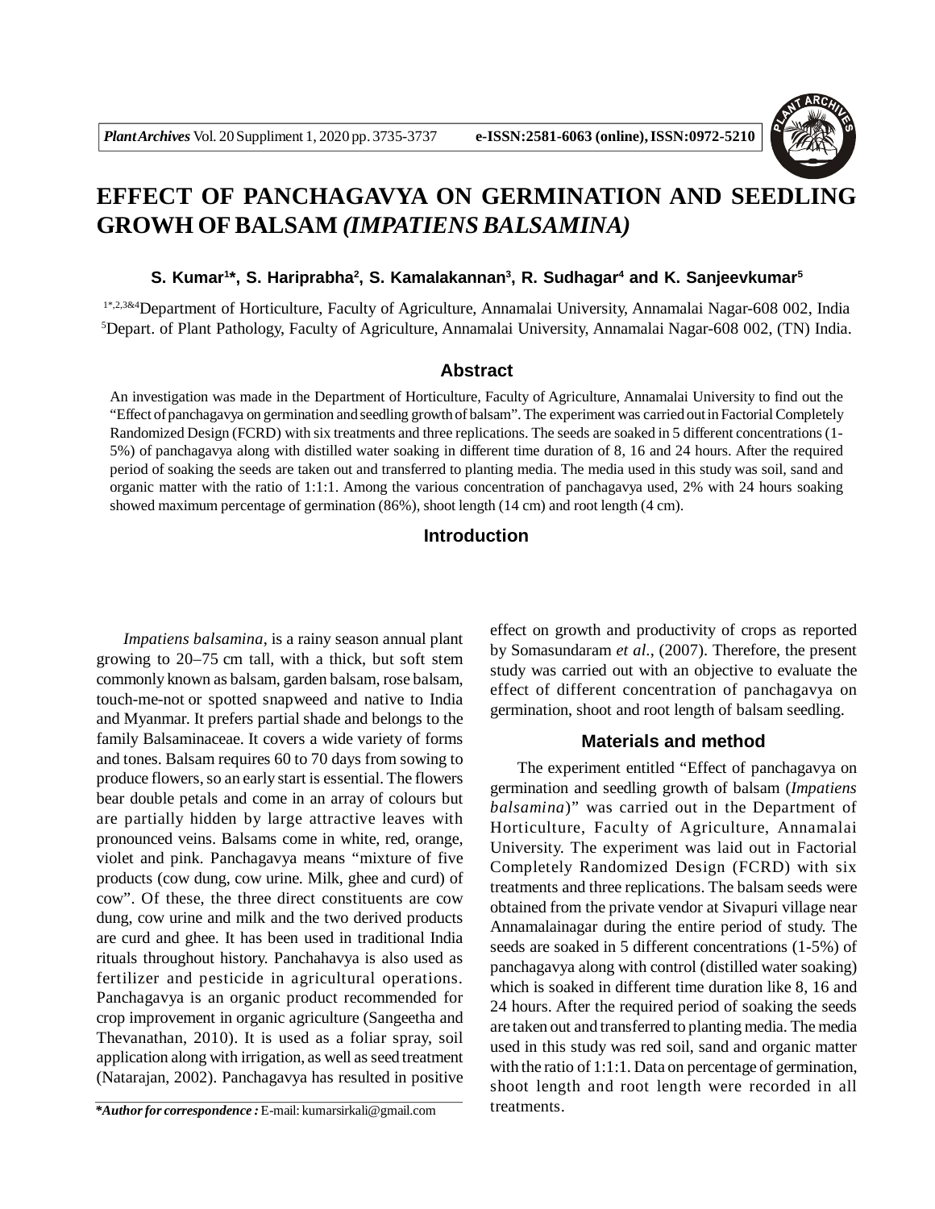# EFFECT OF PANCHAGAVYA ON GERMINATION AND SEEDLING GROWH OF BALSAM *(IMPATIENS BALSAMINA)*

**S. Kumar[1]\*, S. Hariprabha[2], S. Kamalakannan[3], R. Sudhagar[4] and K. Sanjeevkumar[5]**

[1\*,2,3&4]Department of Horticulture, Faculty of Agriculture, Annamalai University, Annamalai Nagar-608 002, India
[5]Depart. of Plant Pathology, Faculty of Agriculture, Annamalai University, Annamalai Nagar-608 002, (TN) India.

## Abstract

An investigation was made in the Department of Horticulture, Faculty of Agriculture, Annamalai University to find out the "Effect of panchagavya on germination and seedling growth of balsam". The experiment was carried out in Factorial Completely Randomized Design (FCRD) with six treatments and three replications. The seeds are soaked in 5 different concentrations (1-5%) of panchagavya along with distilled water soaking in different time duration of 8, 16 and 24 hours. After the required period of soaking the seeds are taken out and transferred to planting media. The media used in this study was soil, sand and organic matter with the ratio of 1:1:1. Among the various concentration of panchagavya used, 2% with 24 hours soaking showed maximum percentage of germination (86%), shoot length (14 cm) and root length (4 cm).

## Introduction

*Impatiens balsamina*, is a rainy season annual plant growing to 20–75 cm tall, with a thick, but soft stem commonly known as balsam, garden balsam, rose balsam, touch-me-not or spotted snapweed and native to India and Myanmar. It prefers partial shade and belongs to the family Balsaminaceae. It covers a wide variety of forms and tones. Balsam requires 60 to 70 days from sowing to produce flowers, so an early start is essential. The flowers bear double petals and come in an array of colours but are partially hidden by large attractive leaves with pronounced veins. Balsams come in white, red, orange, violet and pink. Panchagavya means "mixture of five products (cow dung, cow urine. Milk, ghee and curd) of cow". Of these, the three direct constituents are cow dung, cow urine and milk and the two derived products are curd and ghee. It has been used in traditional India rituals throughout history. Panchahavya is also used as fertilizer and pesticide in agricultural operations. Panchagavya is an organic product recommended for crop improvement in organic agriculture (Sangeetha and Thevanathan, 2010). It is used as a foliar spray, soil application along with irrigation, as well as seed treatment (Natarajan, 2002). Panchagavya has resulted in positive effect on growth and productivity of crops as reported by Somasundaram *et al.*, (2007). Therefore, the present study was carried out with an objective to evaluate the effect of different concentration of panchagavya on germination, shoot and root length of balsam seedling.

## Materials and method

The experiment entitled "Effect of panchagavya on germination and seedling growth of balsam (*Impatiens balsamina*)" was carried out in the Department of Horticulture, Faculty of Agriculture, Annamalai University. The experiment was laid out in Factorial Completely Randomized Design (FCRD) with six treatments and three replications. The balsam seeds were obtained from the private vendor at Sivapuri village near Annamalainagar during the entire period of study. The seeds are soaked in 5 different concentrations (1-5%) of panchagavya along with control (distilled water soaking) which is soaked in different time duration like 8, 16 and 24 hours. After the required period of soaking the seeds are taken out and transferred to planting media. The media used in this study was red soil, sand and organic matter with the ratio of 1:1:1. Data on percentage of germination, shoot length and root length were recorded in all treatments.

**\*Author for correspondence :** E-mail: kumarsirkali@gmail.com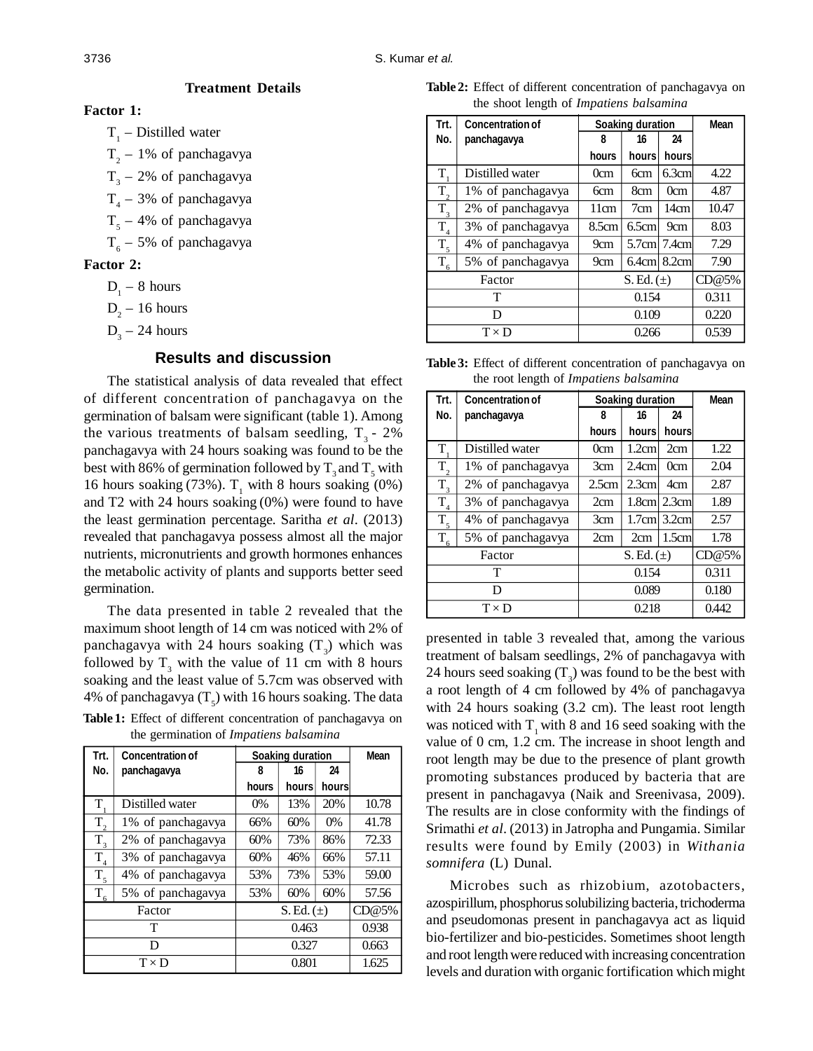**Treatment Details**

**Factor 1:**

$T_1$ – Distilled water

$T_2$ – 1% of panchagavya

$T_3$ – 2% of panchagavya

$T_4$ – 3% of panchagavya

$T_5$ – 4% of panchagavya

$T_6$ – 5% of panchagavya

**Factor 2:**

$D_1$ – 8 hours

$D_2$ – 16 hours

$D_3$ – 24 hours

## Results and discussion

The statistical analysis of data revealed that effect of different concentration of panchagavya on the germination of balsam were significant (table 1). Among the various treatments of balsam seedling, $T_3$ - 2% panchagavya with 24 hours soaking was found to be the best with 86% of germination followed by $T_3$ and $T_5$ with 16 hours soaking (73%). $T_1$ with 8 hours soaking (0%) and T2 with 24 hours soaking (0%) were found to have the least germination percentage. Saritha *et al*. (2013) revealed that panchagavya possess almost all the major nutrients, micronutrients and growth hormones enhances the metabolic activity of plants and supports better seed germination.

The data presented in table 2 revealed that the maximum shoot length of 14 cm was noticed with 2% of panchagavya with 24 hours soaking ($T_3$) which was followed by $T_3$ with the value of 11 cm with 8 hours soaking and the least value of 5.7cm was observed with 4% of panchagavya ($T_5$) with 16 hours soaking. The data presented in table 3 revealed that, among the various treatment of balsam seedlings, 2% of panchagavya with 24 hours seed soaking ($T_3$) was found to be the best with a root length of 4 cm followed by 4% of panchagavya with 24 hours soaking (3.2 cm). The least root length was noticed with $T_1$ with 8 and 16 seed soaking with the value of 0 cm, 1.2 cm. The increase in shoot length and root length may be due to the presence of plant growth promoting substances produced by bacteria that are present in panchagavya (Naik and Sreenivasa, 2009). The results are in close conformity with the findings of Srimathi *et al*. (2013) in Jatropha and Pungamia. Similar results were found by Emily (2003) in *Withania somnifera* (L) Dunal.

Microbes such as rhizobium, azotobacters, azospirillum, phosphorus solubilizing bacteria, trichoderma and pseudomonas present in panchagavya act as liquid bio-fertilizer and bio-pesticides. Sometimes shoot length and root length were reduced with increasing concentration levels and duration with organic fortification which might

**Table 1:** Effect of different concentration of panchagavya on the germination of *Impatiens balsamina*

| Trt. No. | Concentration of panchagavya | Soaking duration | | | Mean |
|---|---|---|---|---|---|
| | | 8 hours | 16 hours | 24 hours | |
| $T_1$ | Distilled water | 0% | 13% | 20% | 10.78 |
| $T_2$ | 1% of panchagavya | 66% | 60% | 0% | 41.78 |
| $T_3$ | 2% of panchagavya | 60% | 73% | 86% | 72.33 |
| $T_4$ | 3% of panchagavya | 60% | 46% | 66% | 57.11 |
| $T_5$ | 4% of panchagavya | 53% | 73% | 53% | 59.00 |
| $T_6$ | 5% of panchagavya | 53% | 60% | 60% | 57.56 |
| Factor | | S. Ed. (±) | | | CD@5% |
| T | | 0.463 | | | 0.938 |
| D | | 0.327 | | | 0.663 |
| T × D | | 0.801 | | | 1.625 |

**Table 2:** Effect of different concentration of panchagavya on the shoot length of *Impatiens balsamina*

| Trt. No. | Concentration of panchagavya | Soaking duration | | | Mean |
|---|---|---|---|---|---|
| | | 8 hours | 16 hours | 24 hours | |
| $T_1$ | Distilled water | 0cm | 6cm | 6.3cm | 4.22 |
| $T_2$ | 1% of panchagavya | 6cm | 8cm | 0cm | 4.87 |
| $T_3$ | 2% of panchagavya | 11cm | 7cm | 14cm | 10.47 |
| $T_4$ | 3% of panchagavya | 8.5cm | 6.5cm | 9cm | 8.03 |
| $T_5$ | 4% of panchagavya | 9cm | 5.7cm | 7.4cm | 7.29 |
| $T_6$ | 5% of panchagavya | 9cm | 6.4cm | 8.2cm | 7.90 |
| Factor | | S. Ed. (±) | | | CD@5% |
| T | | 0.154 | | | 0.311 |
| D | | 0.109 | | | 0.220 |
| T × D | | 0.266 | | | 0.539 |

**Table 3:** Effect of different concentration of panchagavya on the root length of *Impatiens balsamina*

| Trt. No. | Concentration of panchagavya | Soaking duration | | | Mean |
|---|---|---|---|---|---|
| | | 8 hours | 16 hours | 24 hours | |
| $T_1$ | Distilled water | 0cm | 1.2cm | 2cm | 1.22 |
| $T_2$ | 1% of panchagavya | 3cm | 2.4cm | 0cm | 2.04 |
| $T_3$ | 2% of panchagavya | 2.5cm | 2.3cm | 4cm | 2.87 |
| $T_4$ | 3% of panchagavya | 2cm | 1.8cm | 2.3cm | 1.89 |
| $T_5$ | 4% of panchagavya | 3cm | 1.7cm | 3.2cm | 2.57 |
| $T_6$ | 5% of panchagavya | 2cm | 2cm | 1.5cm | 1.78 |
| Factor | | S. Ed. (±) | | | CD@5% |
| T | | 0.154 | | | 0.311 |
| D | | 0.089 | | | 0.180 |
| T × D | | 0.218 | | | 0.442 |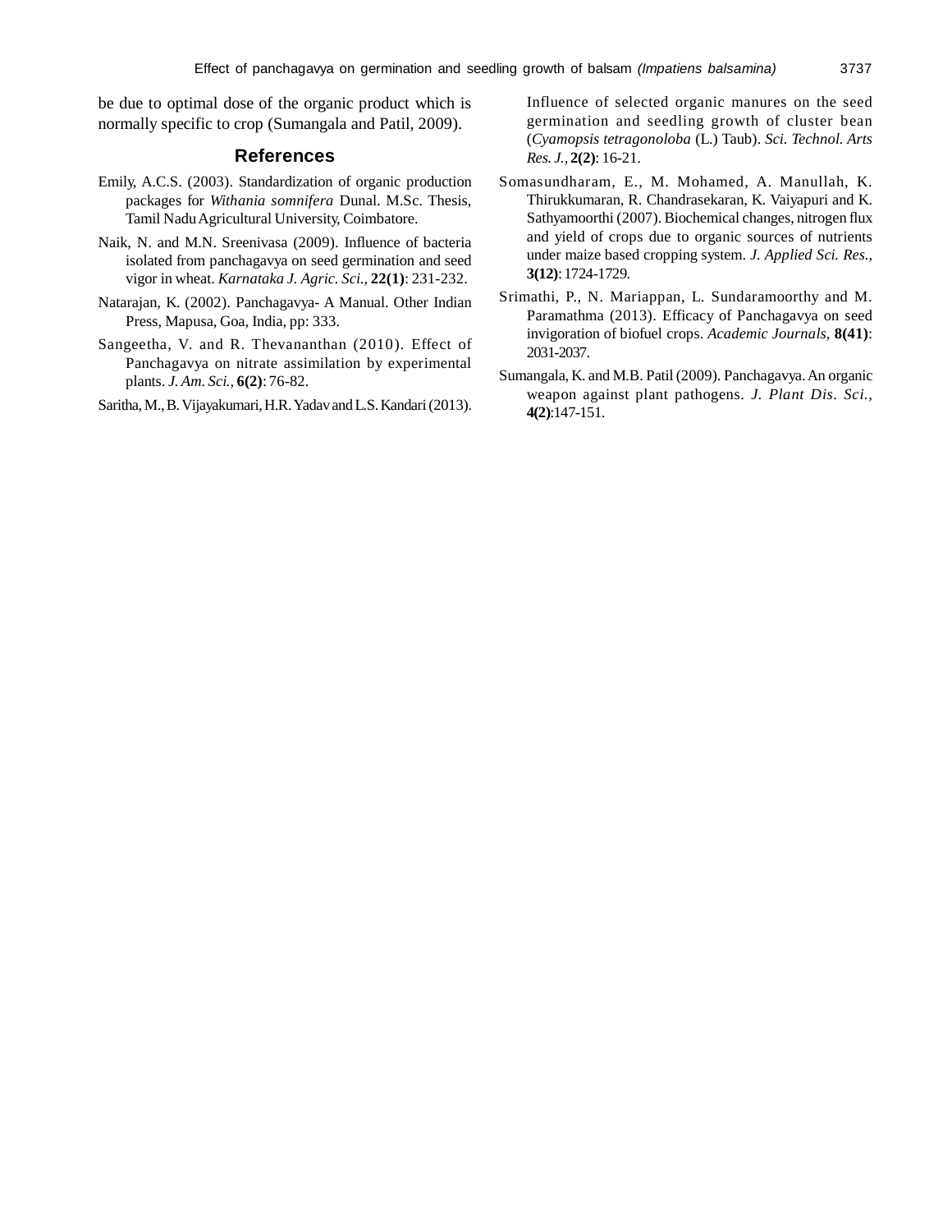be due to optimal dose of the organic product which is normally specific to crop (Sumangala and Patil, 2009).

## References

Emily, A.C.S. (2003). Standardization of organic production packages for *Withania somnifera* Dunal. M.Sc. Thesis, Tamil Nadu Agricultural University, Coimbatore.

Naik, N. and M.N. Sreenivasa (2009). Influence of bacteria isolated from panchagavya on seed germination and seed vigor in wheat. *Karnataka J. Agric. Sci.,* **22(1)**: 231-232.

Natarajan, K. (2002). Panchagavya- A Manual. Other Indian Press, Mapusa, Goa, India, pp: 333.

Sangeetha, V. and R. Thevananthan (2010). Effect of Panchagavya on nitrate assimilation by experimental plants. *J. Am. Sci.,* **6(2)**: 76-82.

Saritha, M., B. Vijayakumari, H.R. Yadav and L.S. Kandari (2013). Influence of selected organic manures on the seed germination and seedling growth of cluster bean (*Cyamopsis tetragonoloba* (L.) Taub). *Sci. Technol. Arts Res. J.,* **2(2)**: 16-21.

Somasundharam, E., M. Mohamed, A. Manullah, K. Thirukkumaran, R. Chandrasekaran, K. Vaiyapuri and K. Sathyamoorthi (2007). Biochemical changes, nitrogen flux and yield of crops due to organic sources of nutrients under maize based cropping system. *J. Applied Sci. Res.,* **3(12)**: 1724-1729.

Srimathi, P., N. Mariappan, L. Sundaramoorthy and M. Paramathma (2013). Efficacy of Panchagavya on seed invigoration of biofuel crops. *Academic Journals,* **8(41)**: 2031-2037.

Sumangala, K. and M.B. Patil (2009). Panchagavya. An organic weapon against plant pathogens. *J. Plant Dis. Sci.,* **4(2)**:147-151.